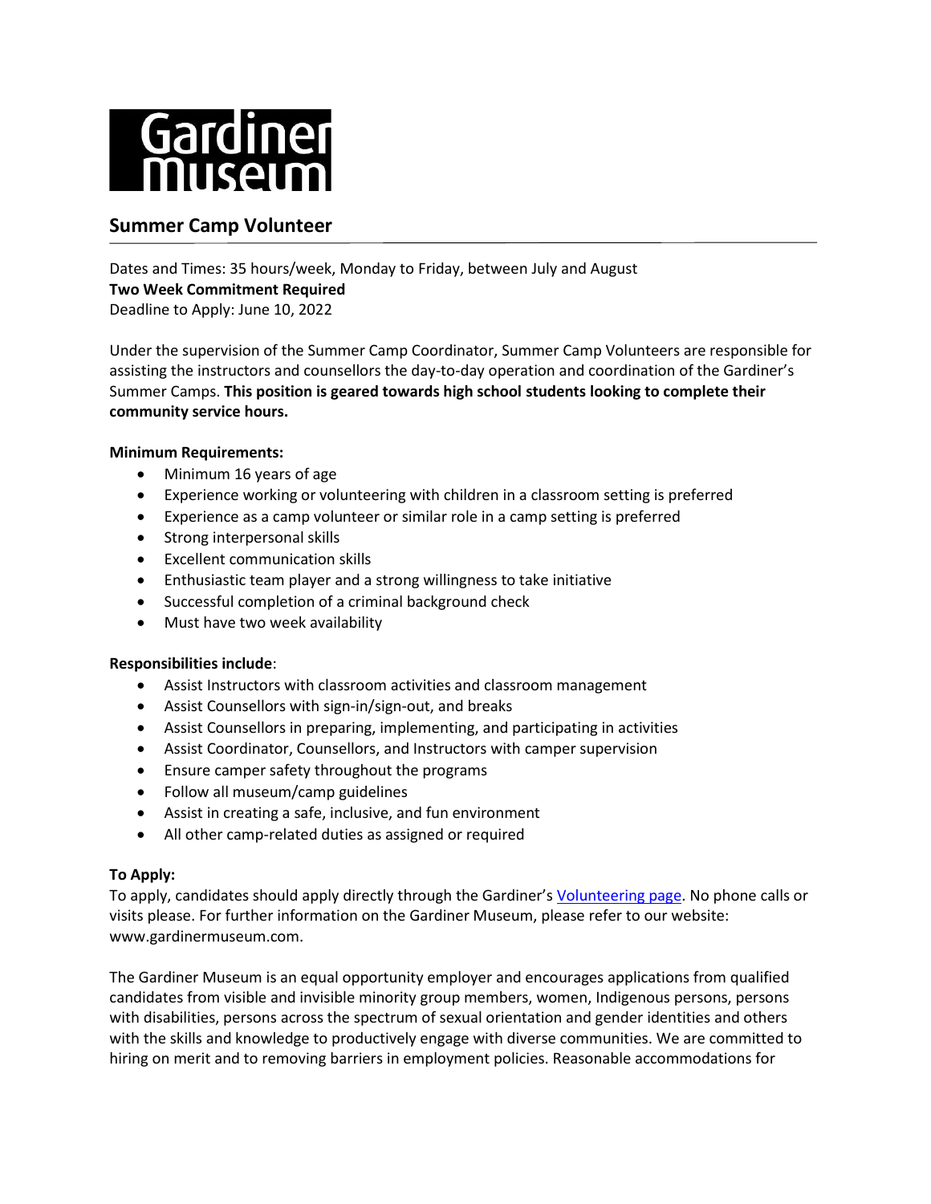# Gardiner Museum

## Summer Camp Volunteer

Dates and Times: 35 hours/week, Monday to Friday, between July and August
**Two Week Commitment Required**
Deadline to Apply: June 10, 2022

Under the supervision of the Summer Camp Coordinator, Summer Camp Volunteers are responsible for assisting the instructors and counsellors the day-to-day operation and coordination of the Gardiner's Summer Camps. **This position is geared towards high school students looking to complete their community service hours.**

**Minimum Requirements:**

- Minimum 16 years of age
- Experience working or volunteering with children in a classroom setting is preferred
- Experience as a camp volunteer or similar role in a camp setting is preferred
- Strong interpersonal skills
- Excellent communication skills
- Enthusiastic team player and a strong willingness to take initiative
- Successful completion of a criminal background check
- Must have two week availability

**Responsibilities include**:

- Assist Instructors with classroom activities and classroom management
- Assist Counsellors with sign-in/sign-out, and breaks
- Assist Counsellors in preparing, implementing, and participating in activities
- Assist Coordinator, Counsellors, and Instructors with camper supervision
- Ensure camper safety throughout the programs
- Follow all museum/camp guidelines
- Assist in creating a safe, inclusive, and fun environment
- All other camp-related duties as assigned or required

**To Apply:**
To apply, candidates should apply directly through the Gardiner's Volunteering page. No phone calls or visits please. For further information on the Gardiner Museum, please refer to our website: www.gardinermuseum.com.

The Gardiner Museum is an equal opportunity employer and encourages applications from qualified candidates from visible and invisible minority group members, women, Indigenous persons, persons with disabilities, persons across the spectrum of sexual orientation and gender identities and others with the skills and knowledge to productively engage with diverse communities. We are committed to hiring on merit and to removing barriers in employment policies. Reasonable accommodations for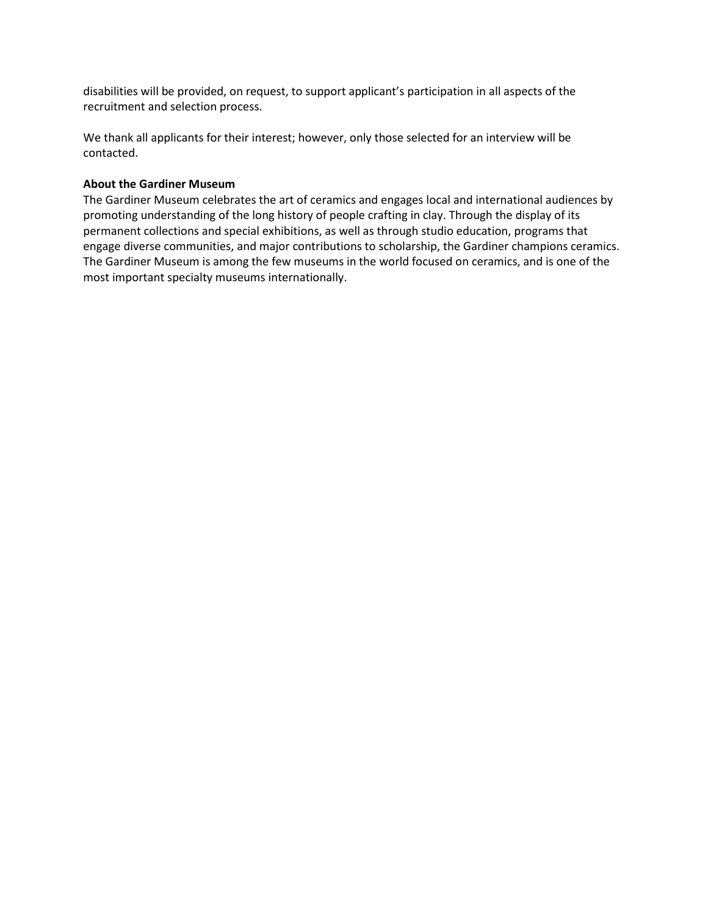disabilities will be provided, on request, to support applicant's participation in all aspects of the recruitment and selection process.

We thank all applicants for their interest; however, only those selected for an interview will be contacted.

**About the Gardiner Museum**

The Gardiner Museum celebrates the art of ceramics and engages local and international audiences by promoting understanding of the long history of people crafting in clay. Through the display of its permanent collections and special exhibitions, as well as through studio education, programs that engage diverse communities, and major contributions to scholarship, the Gardiner champions ceramics. The Gardiner Museum is among the few museums in the world focused on ceramics, and is one of the most important specialty museums internationally.